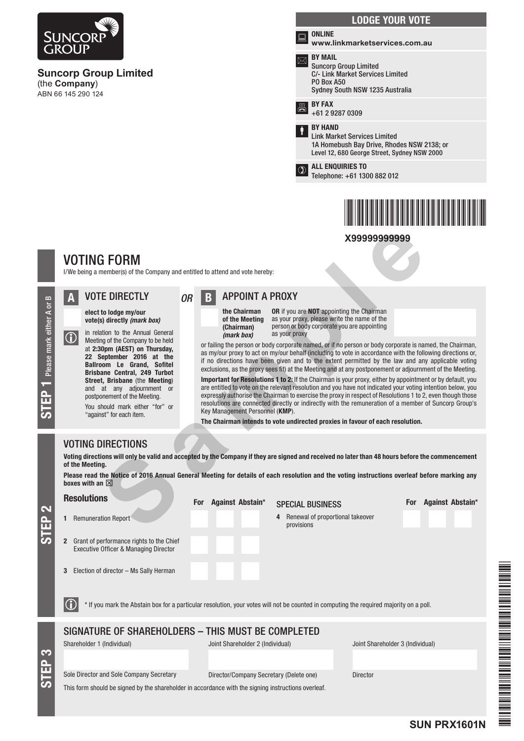**Suncorp Group Limited**
(the **Company**)
ABN 66 145 290 124

## LODGE YOUR VOTE

**ONLINE**
**www.linkmarketservices.com.au**

**BY MAIL**
Suncorp Group Limited
C/- Link Market Services Limited
PO Box A50
Sydney South NSW 1235 Australia

**BY FAX**
+61 2 9287 0309

**BY HAND**
Link Market Services Limited
1A Homebush Bay Drive, Rhodes NSW 2138; or
Level 12, 680 George Street, Sydney NSW 2000

**ALL ENQUIRIES TO**
Telephone: +61 1300 882 012

X99999999999

# VOTING FORM

I/We being a member(s) of the Company and entitled to attend and vote hereby:

## STEP 1 Please mark either A or B

### A VOTE DIRECTLY

**elect to lodge my/our vote(s) directly** ***(mark box)***

in relation to the Annual General Meeting of the Company to be held at **2:30pm (AEST) on Thursday, 22 September 2016 at the Ballroom Le Grand, Sofitel Brisbane Central, 249 Turbot Street, Brisbane** (the **Meeting**) and at any adjournment or postponement of the Meeting.

You should mark either "for" or "against" for each item.

*OR*

### B APPOINT A PROXY

**the Chairman of the Meeting (Chairman)** ***(mark box)***

**OR** if you are **NOT** appointing the Chairman as your proxy, please write the name of the person or body corporate you are appointing as your proxy

or failing the person or body corporate named, or if no person or body corporate is named, the Chairman, as my/our proxy to act on my/our behalf (including to vote in accordance with the following directions or, if no directions have been given and to the extent permitted by the law and any applicable voting exclusions, as the proxy sees fit) at the Meeting and at any postponement or adjournment of the Meeting.

**Important for Resolutions 1 to 2:** If the Chairman is your proxy, either by appointment or by default, you are entitled to vote on the relevant resolution and you have not indicated your voting intention below, you expressly authorise the Chairman to exercise the proxy in respect of Resolutions 1 to 2, even though those resolutions are connected directly or indirectly with the remuneration of a member of Suncorp Group's Key Management Personnel (**KMP**).

**The Chairman intends to vote undirected proxies in favour of each resolution.**

## STEP 2

### VOTING DIRECTIONS

**Voting directions will only be valid and accepted by the Company if they are signed and received no later than 48 hours before the commencement of the Meeting.**

**Please read the Notice of 2016 Annual General Meeting for details of each resolution and the voting instructions overleaf before marking any boxes with an ☒**

| Resolutions | For | Against | Abstain* |
|---|---|---|---|
| 1 Remuneration Report | | | |
| 2 Grant of performance rights to the Chief Executive Officer & Managing Director | | | |
| 3 Election of director – Ms Sally Herman | | | |

| SPECIAL BUSINESS | For | Against | Abstain* |
|---|---|---|---|
| 4 Renewal of proportional takeover provisions | | | |

\* If you mark the Abstain box for a particular resolution, your votes will not be counted in computing the required majority on a poll.

## STEP 3

### SIGNATURE OF SHAREHOLDERS – THIS MUST BE COMPLETED

| Shareholder 1 (Individual) | Joint Shareholder 2 (Individual) | Joint Shareholder 3 (Individual) |
|---|---|---|
| | | |
| Sole Director and Sole Company Secretary | Director/Company Secretary (Delete one) | Director |

This form should be signed by the shareholder in accordance with the signing instructions overleaf.

**SUN PRX1601N**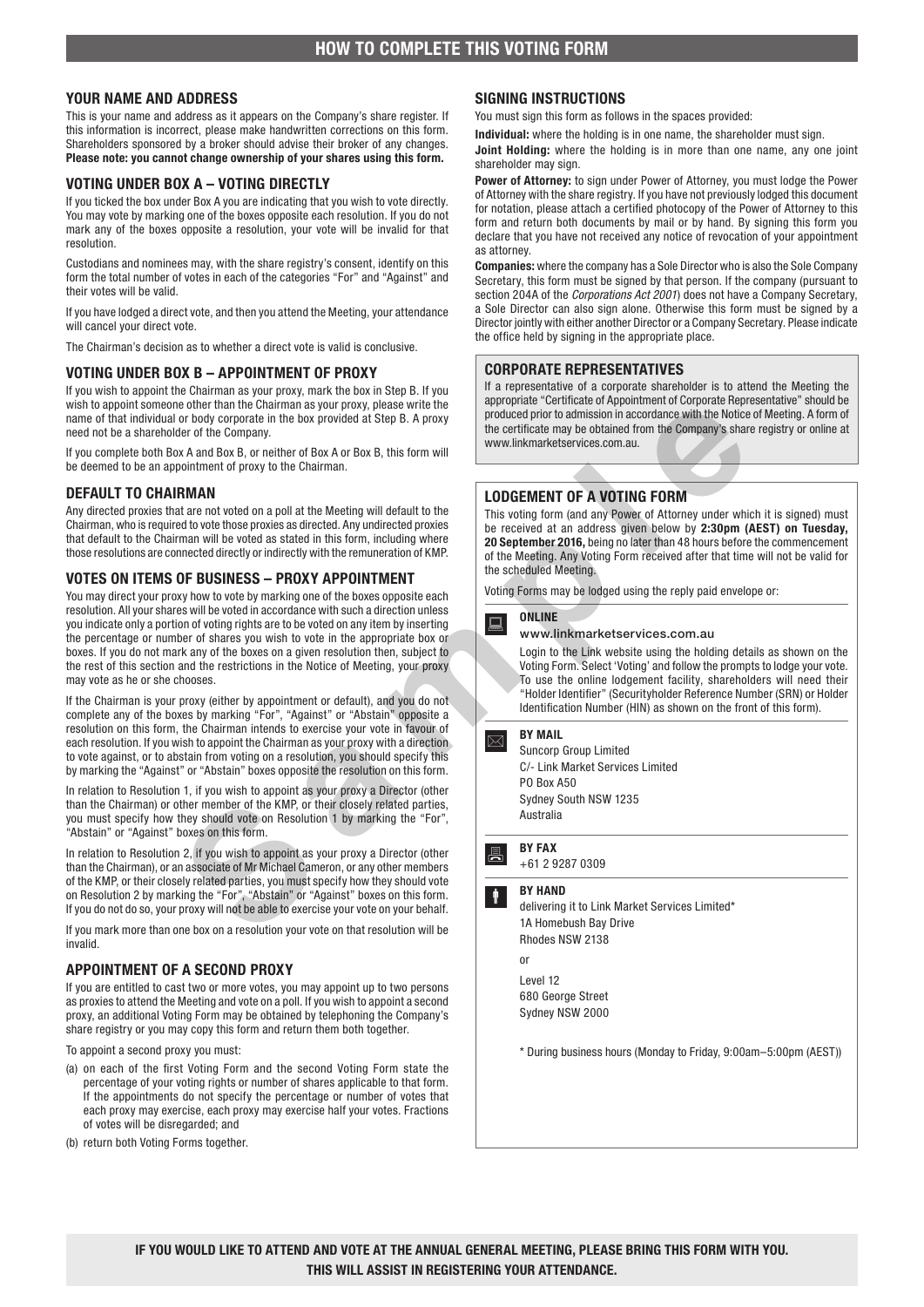# HOW TO COMPLETE THIS VOTING FORM

## YOUR NAME AND ADDRESS

This is your name and address as it appears on the Company's share register. If this information is incorrect, please make handwritten corrections on this form. Shareholders sponsored by a broker should advise their broker of any changes. **Please note: you cannot change ownership of your shares using this form.**

## VOTING UNDER BOX A – VOTING DIRECTLY

If you ticked the box under Box A you are indicating that you wish to vote directly. You may vote by marking one of the boxes opposite each resolution. If you do not mark any of the boxes opposite a resolution, your vote will be invalid for that resolution.

Custodians and nominees may, with the share registry's consent, identify on this form the total number of votes in each of the categories "For" and "Against" and their votes will be valid.

If you have lodged a direct vote, and then you attend the Meeting, your attendance will cancel your direct vote.

The Chairman's decision as to whether a direct vote is valid is conclusive.

## VOTING UNDER BOX B – APPOINTMENT OF PROXY

If you wish to appoint the Chairman as your proxy, mark the box in Step B. If you wish to appoint someone other than the Chairman as your proxy, please write the name of that individual or body corporate in the box provided at Step B. A proxy need not be a shareholder of the Company.

If you complete both Box A and Box B, or neither of Box A or Box B, this form will be deemed to be an appointment of proxy to the Chairman.

## DEFAULT TO CHAIRMAN

Any directed proxies that are not voted on a poll at the Meeting will default to the Chairman, who is required to vote those proxies as directed. Any undirected proxies that default to the Chairman will be voted as stated in this form, including where those resolutions are connected directly or indirectly with the remuneration of KMP.

## VOTES ON ITEMS OF BUSINESS – PROXY APPOINTMENT

You may direct your proxy how to vote by marking one of the boxes opposite each resolution. All your shares will be voted in accordance with such a direction unless you indicate only a portion of voting rights are to be voted on any item by inserting the percentage or number of shares you wish to vote in the appropriate box or boxes. If you do not mark any of the boxes on a given resolution then, subject to the rest of this section and the restrictions in the Notice of Meeting, your proxy may vote as he or she chooses.

If the Chairman is your proxy (either by appointment or default), and you do not complete any of the boxes by marking "For", "Against" or "Abstain" opposite a resolution on this form, the Chairman intends to exercise your vote in favour of each resolution. If you wish to appoint the Chairman as your proxy with a direction to vote against, or to abstain from voting on a resolution, you should specify this by marking the "Against" or "Abstain" boxes opposite the resolution on this form.

In relation to Resolution 1, if you wish to appoint as your proxy a Director (other than the Chairman) or other member of the KMP, or their closely related parties, you must specify how they should vote on Resolution 1 by marking the "For", "Abstain" or "Against" boxes on this form.

In relation to Resolution 2, if you wish to appoint as your proxy a Director (other than the Chairman), or an associate of Mr Michael Cameron, or any other members of the KMP, or their closely related parties, you must specify how they should vote on Resolution 2 by marking the "For", "Abstain" or "Against" boxes on this form. If you do not do so, your proxy will not be able to exercise your vote on your behalf.

If you mark more than one box on a resolution your vote on that resolution will be invalid.

## APPOINTMENT OF A SECOND PROXY

If you are entitled to cast two or more votes, you may appoint up to two persons as proxies to attend the Meeting and vote on a poll. If you wish to appoint a second proxy, an additional Voting Form may be obtained by telephoning the Company's share registry or you may copy this form and return them both together.

To appoint a second proxy you must:

(a) on each of the first Voting Form and the second Voting Form state the percentage of your voting rights or number of shares applicable to that form. If the appointments do not specify the percentage or number of votes that each proxy may exercise, each proxy may exercise half your votes. Fractions of votes will be disregarded; and

(b) return both Voting Forms together.

## SIGNING INSTRUCTIONS

You must sign this form as follows in the spaces provided:

**Individual:** where the holding is in one name, the shareholder must sign.

**Joint Holding:** where the holding is in more than one name, any one joint shareholder may sign.

**Power of Attorney:** to sign under Power of Attorney, you must lodge the Power of Attorney with the share registry. If you have not previously lodged this document for notation, please attach a certified photocopy of the Power of Attorney to this form and return both documents by mail or by hand. By signing this form you declare that you have not received any notice of revocation of your appointment as attorney.

**Companies:** where the company has a Sole Director who is also the Sole Company Secretary, this form must be signed by that person. If the company (pursuant to section 204A of the *Corporations Act 2001*) does not have a Company Secretary, a Sole Director can also sign alone. Otherwise this form must be signed by a Director jointly with either another Director or a Company Secretary. Please indicate the office held by signing in the appropriate place.

## CORPORATE REPRESENTATIVES

If a representative of a corporate shareholder is to attend the Meeting the appropriate "Certificate of Appointment of Corporate Representative" should be produced prior to admission in accordance with the Notice of Meeting. A form of the certificate may be obtained from the Company's share registry or online at www.linkmarketservices.com.au.

## LODGEMENT OF A VOTING FORM

This voting form (and any Power of Attorney under which it is signed) must be received at an address given below by **2:30pm (AEST) on Tuesday, 20 September 2016,** being no later than 48 hours before the commencement of the Meeting. Any Voting Form received after that time will not be valid for the scheduled Meeting.

Voting Forms may be lodged using the reply paid envelope or:

**ONLINE**

**www.linkmarketservices.com.au**

Login to the Link website using the holding details as shown on the Voting Form. Select 'Voting' and follow the prompts to lodge your vote. To use the online lodgement facility, shareholders will need their "Holder Identifier" (Securityholder Reference Number (SRN) or Holder Identification Number (HIN) as shown on the front of this form).

**BY MAIL**

Suncorp Group Limited
C/- Link Market Services Limited
PO Box A50
Sydney South NSW 1235
Australia

**BY FAX**

+61 2 9287 0309

**BY HAND**

delivering it to Link Market Services Limited*
1A Homebush Bay Drive
Rhodes NSW 2138

or

Level 12
680 George Street
Sydney NSW 2000

\* During business hours (Monday to Friday, 9:00am–5:00pm (AEST))

**IF YOU WOULD LIKE TO ATTEND AND VOTE AT THE ANNUAL GENERAL MEETING, PLEASE BRING THIS FORM WITH YOU. THIS WILL ASSIST IN REGISTERING YOUR ATTENDANCE.**